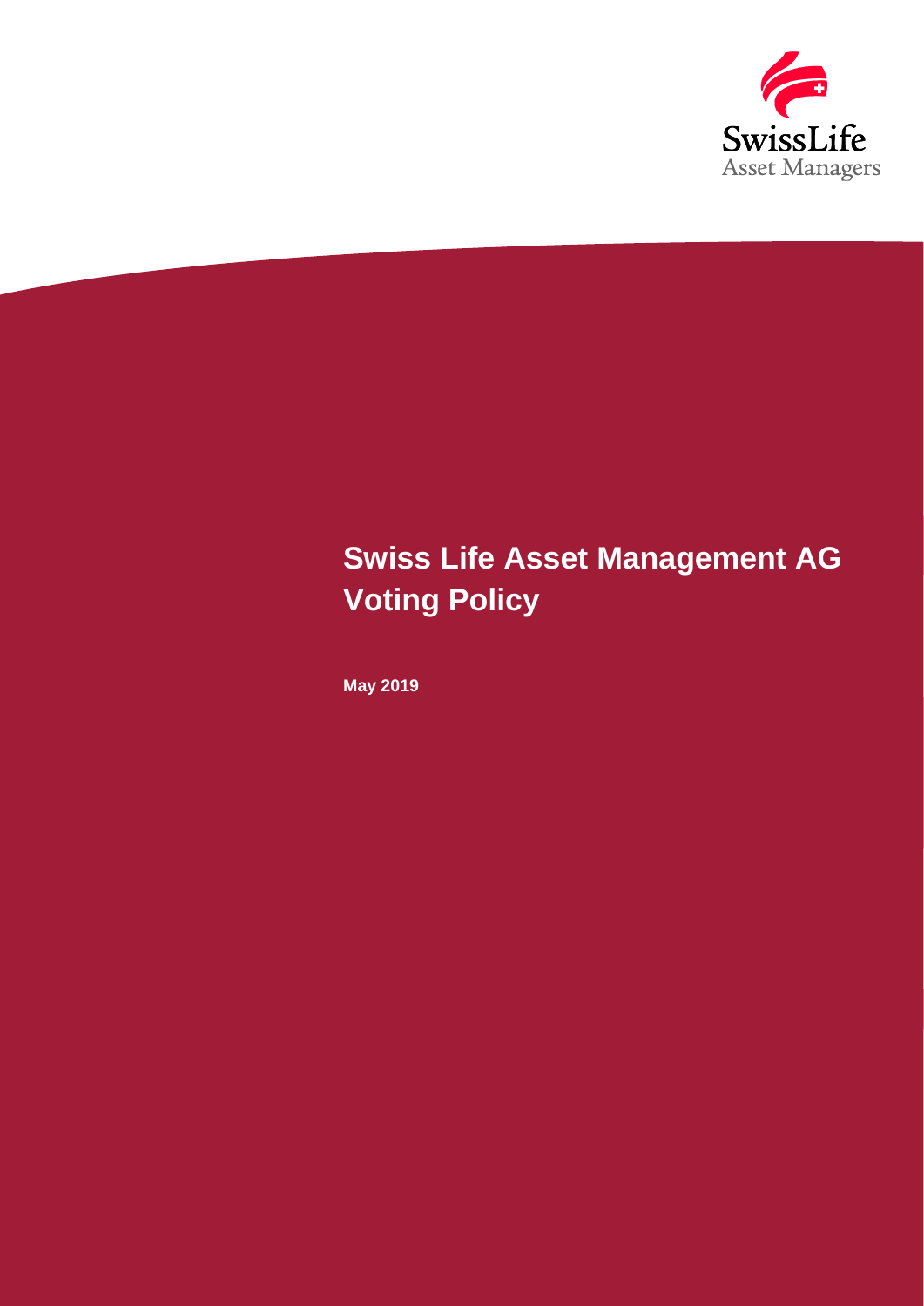SwissLife
Asset Managers

# Swiss Life Asset Management AG Voting Policy

**May 2019**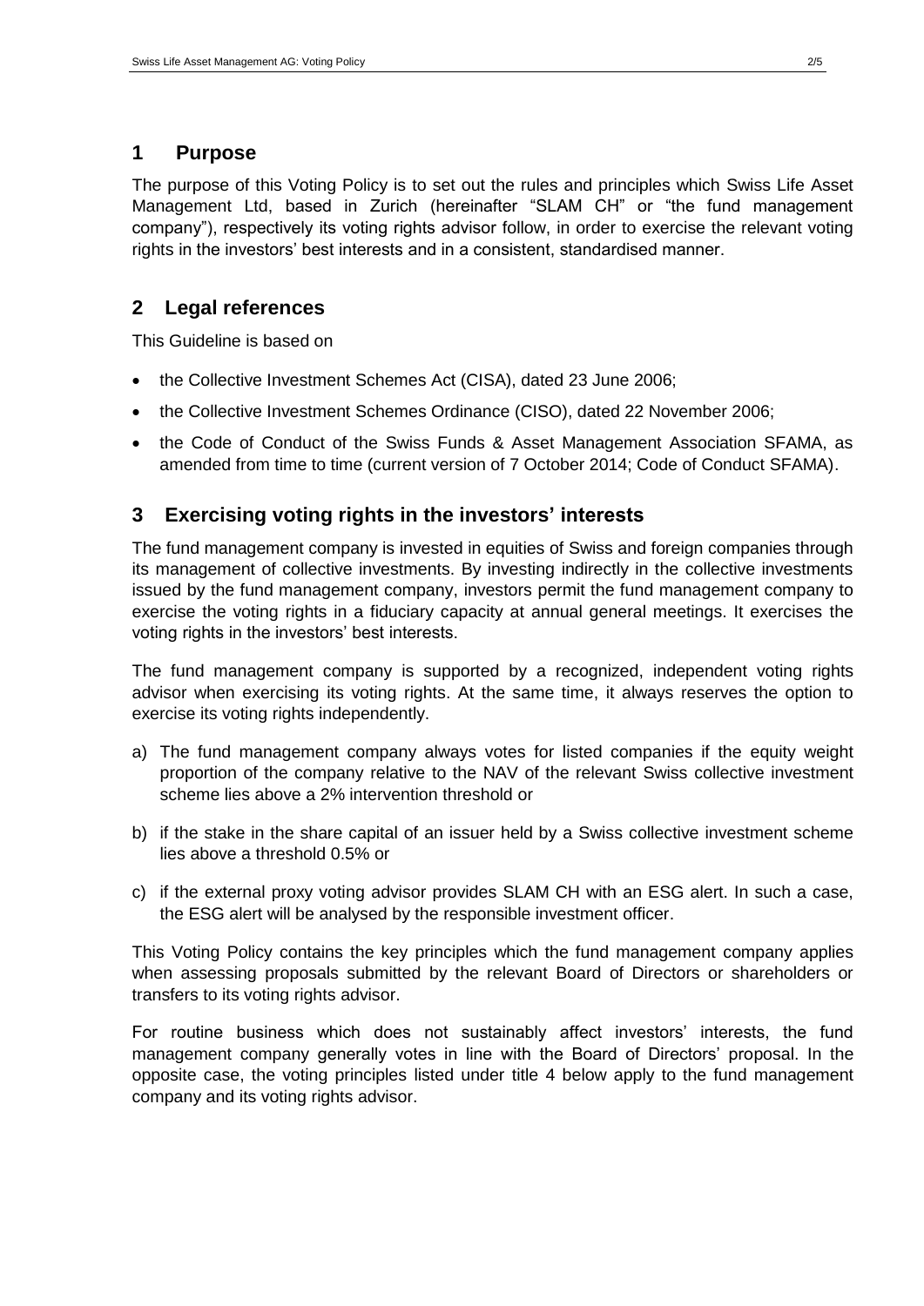## 1 Purpose

The purpose of this Voting Policy is to set out the rules and principles which Swiss Life Asset Management Ltd, based in Zurich (hereinafter "SLAM CH" or "the fund management company"), respectively its voting rights advisor follow, in order to exercise the relevant voting rights in the investors' best interests and in a consistent, standardised manner.

## 2 Legal references

This Guideline is based on

- the Collective Investment Schemes Act (CISA), dated 23 June 2006;
- the Collective Investment Schemes Ordinance (CISO), dated 22 November 2006;
- the Code of Conduct of the Swiss Funds & Asset Management Association SFAMA, as amended from time to time (current version of 7 October 2014; Code of Conduct SFAMA).

## 3 Exercising voting rights in the investors' interests

The fund management company is invested in equities of Swiss and foreign companies through its management of collective investments. By investing indirectly in the collective investments issued by the fund management company, investors permit the fund management company to exercise the voting rights in a fiduciary capacity at annual general meetings. It exercises the voting rights in the investors' best interests.

The fund management company is supported by a recognized, independent voting rights advisor when exercising its voting rights. At the same time, it always reserves the option to exercise its voting rights independently.

a) The fund management company always votes for listed companies if the equity weight proportion of the company relative to the NAV of the relevant Swiss collective investment scheme lies above a 2% intervention threshold or

b) if the stake in the share capital of an issuer held by a Swiss collective investment scheme lies above a threshold 0.5% or

c) if the external proxy voting advisor provides SLAM CH with an ESG alert. In such a case, the ESG alert will be analysed by the responsible investment officer.

This Voting Policy contains the key principles which the fund management company applies when assessing proposals submitted by the relevant Board of Directors or shareholders or transfers to its voting rights advisor.

For routine business which does not sustainably affect investors' interests, the fund management company generally votes in line with the Board of Directors' proposal. In the opposite case, the voting principles listed under title 4 below apply to the fund management company and its voting rights advisor.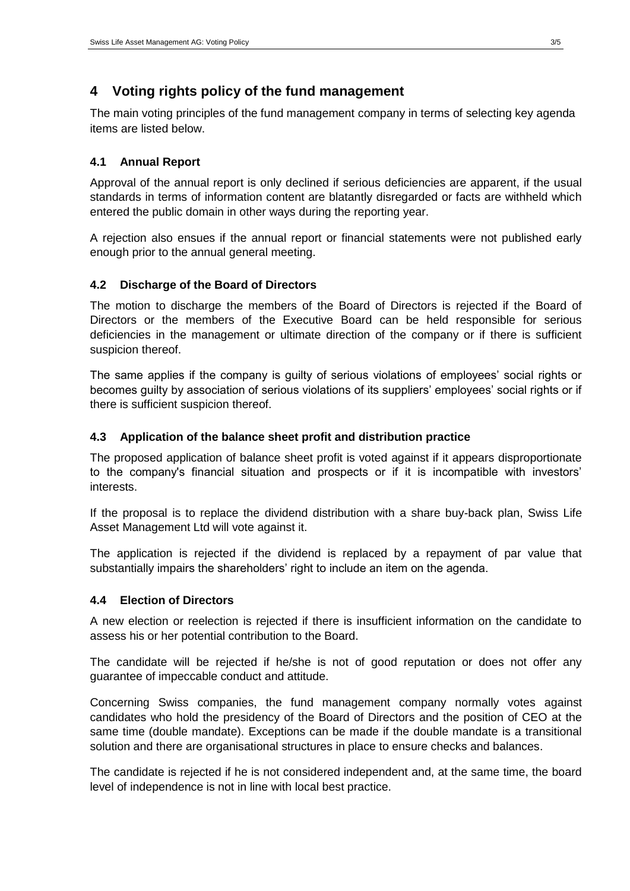## 4 Voting rights policy of the fund management

The main voting principles of the fund management company in terms of selecting key agenda items are listed below.

### 4.1 Annual Report

Approval of the annual report is only declined if serious deficiencies are apparent, if the usual standards in terms of information content are blatantly disregarded or facts are withheld which entered the public domain in other ways during the reporting year.

A rejection also ensues if the annual report or financial statements were not published early enough prior to the annual general meeting.

### 4.2 Discharge of the Board of Directors

The motion to discharge the members of the Board of Directors is rejected if the Board of Directors or the members of the Executive Board can be held responsible for serious deficiencies in the management or ultimate direction of the company or if there is sufficient suspicion thereof.

The same applies if the company is guilty of serious violations of employees' social rights or becomes guilty by association of serious violations of its suppliers' employees' social rights or if there is sufficient suspicion thereof.

### 4.3 Application of the balance sheet profit and distribution practice

The proposed application of balance sheet profit is voted against if it appears disproportionate to the company's financial situation and prospects or if it is incompatible with investors' interests.

If the proposal is to replace the dividend distribution with a share buy-back plan, Swiss Life Asset Management Ltd will vote against it.

The application is rejected if the dividend is replaced by a repayment of par value that substantially impairs the shareholders' right to include an item on the agenda.

### 4.4 Election of Directors

A new election or reelection is rejected if there is insufficient information on the candidate to assess his or her potential contribution to the Board.

The candidate will be rejected if he/she is not of good reputation or does not offer any guarantee of impeccable conduct and attitude.

Concerning Swiss companies, the fund management company normally votes against candidates who hold the presidency of the Board of Directors and the position of CEO at the same time (double mandate). Exceptions can be made if the double mandate is a transitional solution and there are organisational structures in place to ensure checks and balances.

The candidate is rejected if he is not considered independent and, at the same time, the board level of independence is not in line with local best practice.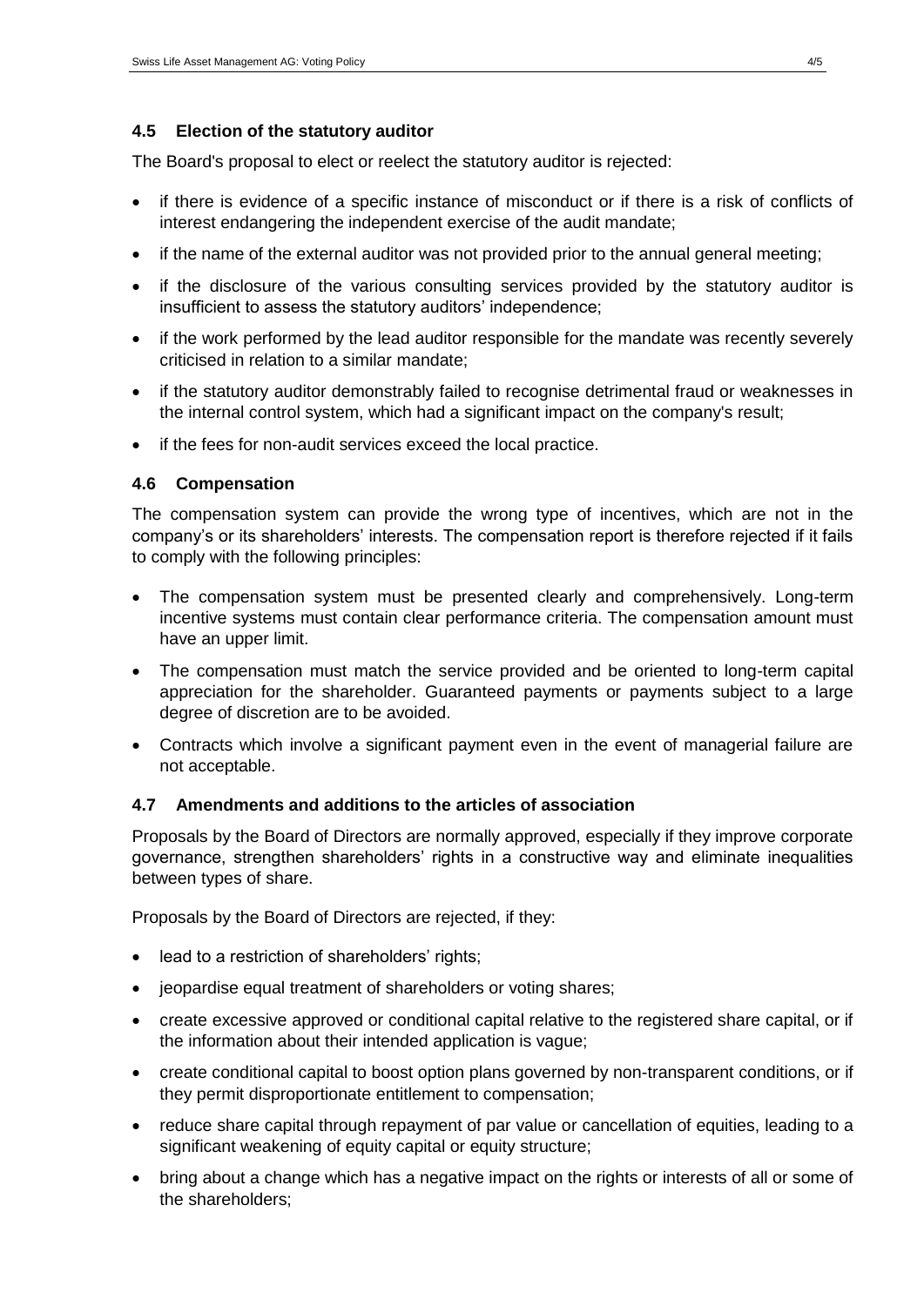### 4.5 Election of the statutory auditor

The Board's proposal to elect or reelect the statutory auditor is rejected:

- if there is evidence of a specific instance of misconduct or if there is a risk of conflicts of interest endangering the independent exercise of the audit mandate;
- if the name of the external auditor was not provided prior to the annual general meeting;
- if the disclosure of the various consulting services provided by the statutory auditor is insufficient to assess the statutory auditors' independence;
- if the work performed by the lead auditor responsible for the mandate was recently severely criticised in relation to a similar mandate;
- if the statutory auditor demonstrably failed to recognise detrimental fraud or weaknesses in the internal control system, which had a significant impact on the company's result;
- if the fees for non-audit services exceed the local practice.

### 4.6 Compensation

The compensation system can provide the wrong type of incentives, which are not in the company's or its shareholders' interests. The compensation report is therefore rejected if it fails to comply with the following principles:

- The compensation system must be presented clearly and comprehensively. Long-term incentive systems must contain clear performance criteria. The compensation amount must have an upper limit.
- The compensation must match the service provided and be oriented to long-term capital appreciation for the shareholder. Guaranteed payments or payments subject to a large degree of discretion are to be avoided.
- Contracts which involve a significant payment even in the event of managerial failure are not acceptable.

### 4.7 Amendments and additions to the articles of association

Proposals by the Board of Directors are normally approved, especially if they improve corporate governance, strengthen shareholders' rights in a constructive way and eliminate inequalities between types of share.

Proposals by the Board of Directors are rejected, if they:

- lead to a restriction of shareholders' rights;
- jeopardise equal treatment of shareholders or voting shares;
- create excessive approved or conditional capital relative to the registered share capital, or if the information about their intended application is vague;
- create conditional capital to boost option plans governed by non-transparent conditions, or if they permit disproportionate entitlement to compensation;
- reduce share capital through repayment of par value or cancellation of equities, leading to a significant weakening of equity capital or equity structure;
- bring about a change which has a negative impact on the rights or interests of all or some of the shareholders;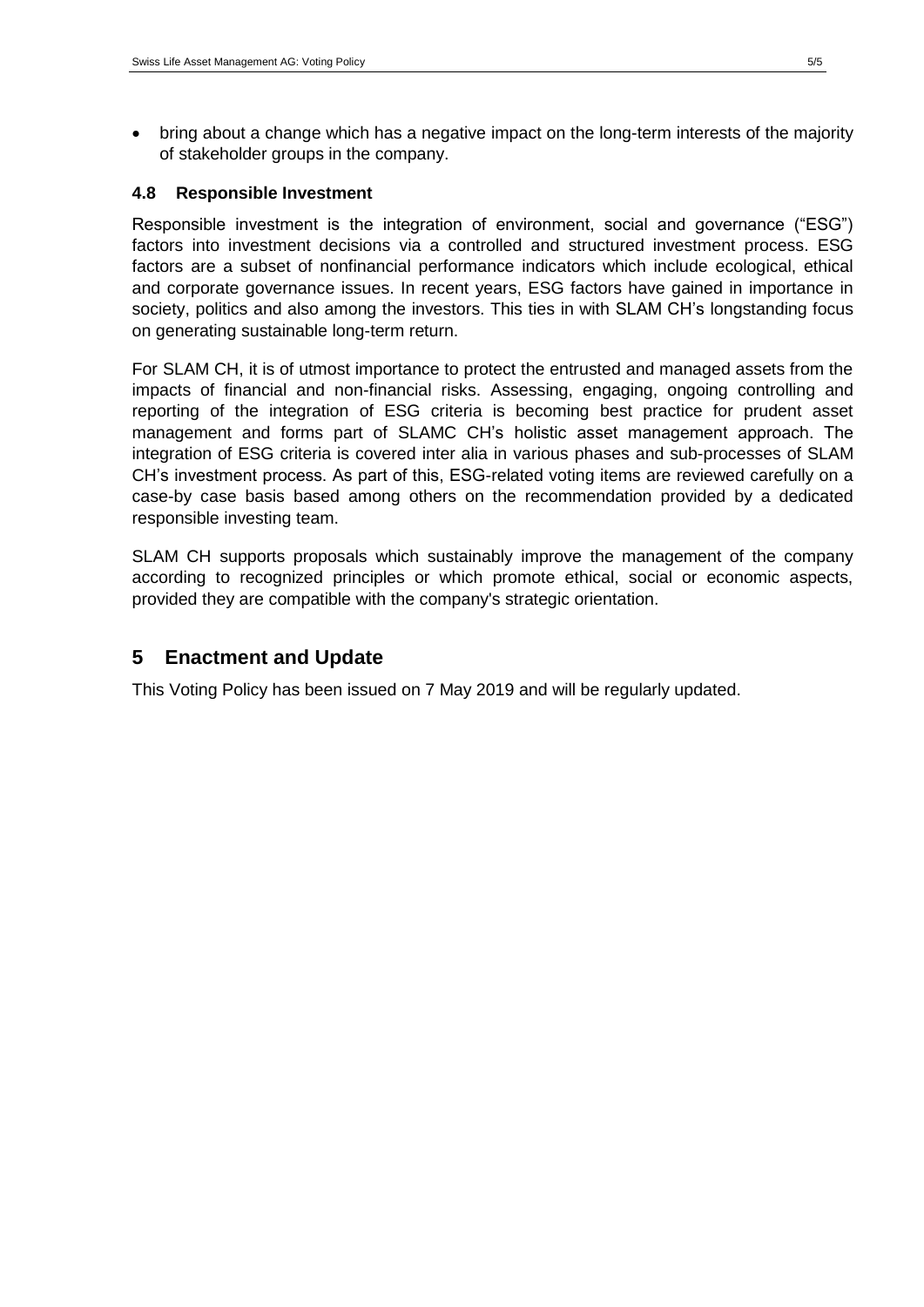- bring about a change which has a negative impact on the long-term interests of the majority of stakeholder groups in the company.

### 4.8 Responsible Investment

Responsible investment is the integration of environment, social and governance ("ESG") factors into investment decisions via a controlled and structured investment process. ESG factors are a subset of nonfinancial performance indicators which include ecological, ethical and corporate governance issues. In recent years, ESG factors have gained in importance in society, politics and also among the investors. This ties in with SLAM CH's longstanding focus on generating sustainable long-term return.

For SLAM CH, it is of utmost importance to protect the entrusted and managed assets from the impacts of financial and non-financial risks. Assessing, engaging, ongoing controlling and reporting of the integration of ESG criteria is becoming best practice for prudent asset management and forms part of SLAMC CH's holistic asset management approach. The integration of ESG criteria is covered inter alia in various phases and sub-processes of SLAM CH's investment process. As part of this, ESG-related voting items are reviewed carefully on a case-by case basis based among others on the recommendation provided by a dedicated responsible investing team.

SLAM CH supports proposals which sustainably improve the management of the company according to recognized principles or which promote ethical, social or economic aspects, provided they are compatible with the company's strategic orientation.

## 5 Enactment and Update

This Voting Policy has been issued on 7 May 2019 and will be regularly updated.